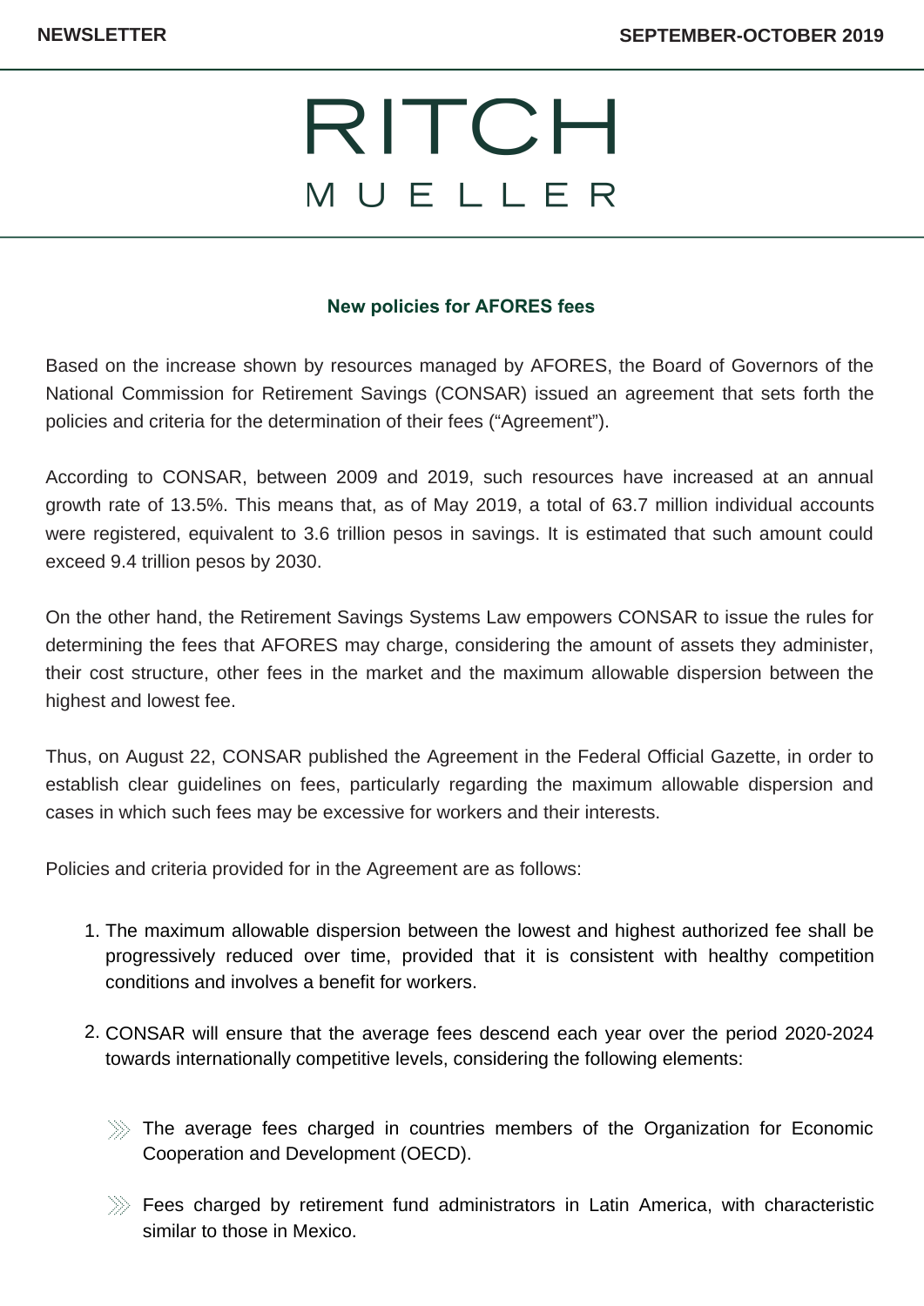# RITCH MUELLER

## New policies for AFORES fees

Based on the increase shown by resources managed by AFORES, the Board of Governors of the National Commission for Retirement Savings (CONSAR) issued an agreement that sets forth the policies and criteria for the determination of their fees ("Agreement").

According to CONSAR, between 2009 and 2019, such resources have increased at an annual growth rate of 13.5%. This means that, as of May 2019, a total of 63.7 million individual accounts were registered, equivalent to 3.6 trillion pesos in savings. It is estimated that such amount could exceed 9.4 trillion pesos by 2030.

On the other hand, the Retirement Savings Systems Law empowers CONSAR to issue the rules for determining the fees that AFORES may charge, considering the amount of assets they administer, their cost structure, other fees in the market and the maximum allowable dispersion between the highest and lowest fee.

Thus, on August 22, CONSAR published the Agreement in the Federal Official Gazette, in order to establish clear guidelines on fees, particularly regarding the maximum allowable dispersion and cases in which such fees may be excessive for workers and their interests.

Policies and criteria provided for in the Agreement are as follows:

1. The maximum allowable dispersion between the lowest and highest authorized fee shall be progressively reduced over time, provided that it is consistent with healthy competition conditions and involves a benefit for workers.

2. CONSAR will ensure that the average fees descend each year over the period 2020-2024 towards internationally competitive levels, considering the following elements:

   - The average fees charged in countries members of the Organization for Economic Cooperation and Development (OECD).

   - Fees charged by retirement fund administrators in Latin America, with characteristic similar to those in Mexico.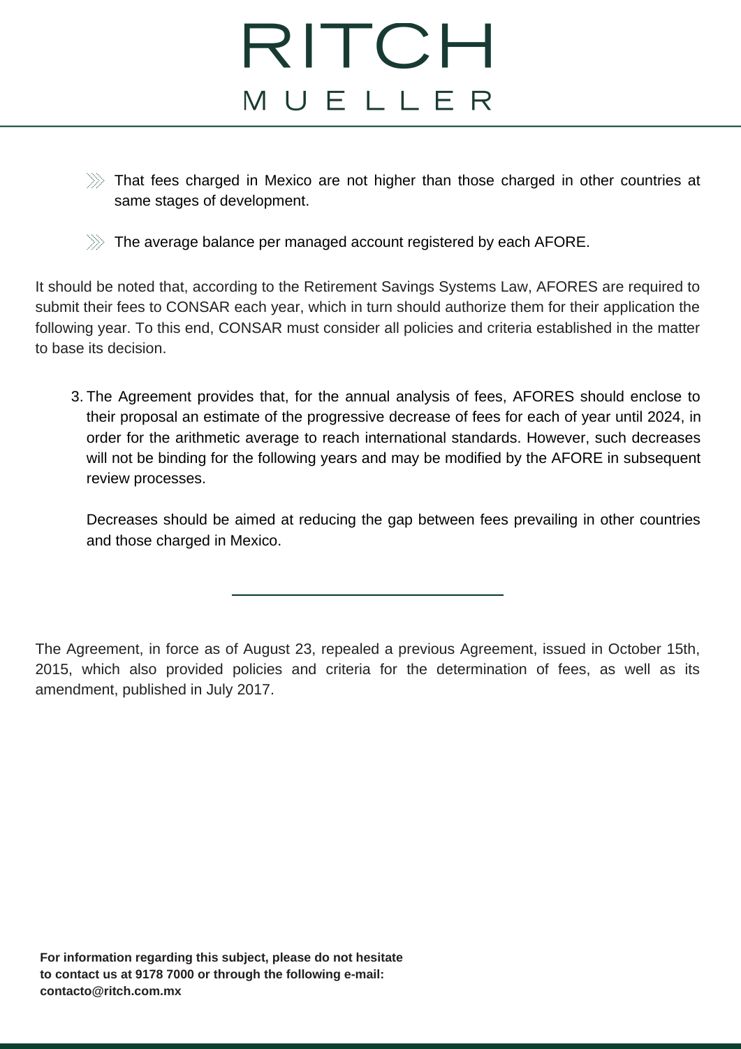- That fees charged in Mexico are not higher than those charged in other countries at same stages of development.

- The average balance per managed account registered by each AFORE.

It should be noted that, according to the Retirement Savings Systems Law, AFORES are required to submit their fees to CONSAR each year, which in turn should authorize them for their application the following year. To this end, CONSAR must consider all policies and criteria established in the matter to base its decision.

3. The Agreement provides that, for the annual analysis of fees, AFORES should enclose to their proposal an estimate of the progressive decrease of fees for each of year until 2024, in order for the arithmetic average to reach international standards. However, such decreases will not be binding for the following years and may be modified by the AFORE in subsequent review processes.

   Decreases should be aimed at reducing the gap between fees prevailing in other countries and those charged in Mexico.

---

The Agreement, in force as of August 23, repealed a previous Agreement, issued in October 15th, 2015, which also provided policies and criteria for the determination of fees, as well as its amendment, published in July 2017.

**For information regarding this subject, please do not hesitate to contact us at 9178 7000 or through the following e-mail: contacto@ritch.com.mx**